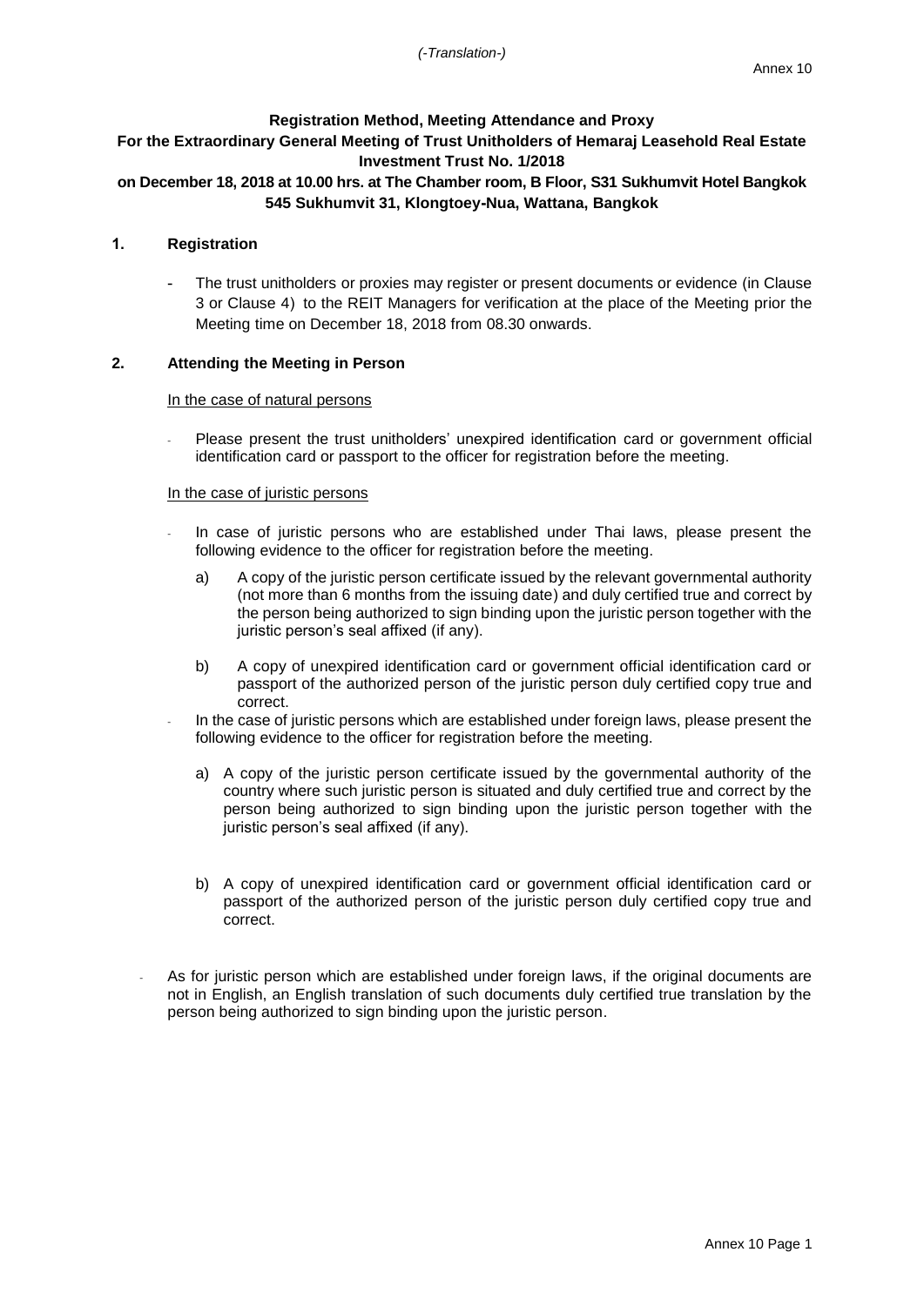*(-Translation-)*

Annex 10

**Registration Method, Meeting Attendance and Proxy**
**For the Extraordinary General Meeting of Trust Unitholders of Hemaraj Leasehold Real Estate Investment Trust No. 1/2018**
**on December 18, 2018 at 10.00 hrs. at The Chamber room, B Floor, S31 Sukhumvit Hotel Bangkok 545 Sukhumvit 31, Klongtoey-Nua, Wattana, Bangkok**

## 1. Registration

- The trust unitholders or proxies may register or present documents or evidence (in Clause 3 or Clause 4) to the REIT Managers for verification at the place of the Meeting prior the Meeting time on December 18, 2018 from 08.30 onwards.

## 2. Attending the Meeting in Person

In the case of natural persons

- Please present the trust unitholders' unexpired identification card or government official identification card or passport to the officer for registration before the meeting.

In the case of juristic persons

- In case of juristic persons who are established under Thai laws, please present the following evidence to the officer for registration before the meeting.
  - a) A copy of the juristic person certificate issued by the relevant governmental authority (not more than 6 months from the issuing date) and duly certified true and correct by the person being authorized to sign binding upon the juristic person together with the juristic person's seal affixed (if any).
  - b) A copy of unexpired identification card or government official identification card or passport of the authorized person of the juristic person duly certified copy true and correct.
- In the case of juristic persons which are established under foreign laws, please present the following evidence to the officer for registration before the meeting.
  - a) A copy of the juristic person certificate issued by the governmental authority of the country where such juristic person is situated and duly certified true and correct by the person being authorized to sign binding upon the juristic person together with the juristic person's seal affixed (if any).
  - b) A copy of unexpired identification card or government official identification card or passport of the authorized person of the juristic person duly certified copy true and correct.
- As for juristic person which are established under foreign laws, if the original documents are not in English, an English translation of such documents duly certified true translation by the person being authorized to sign binding upon the juristic person.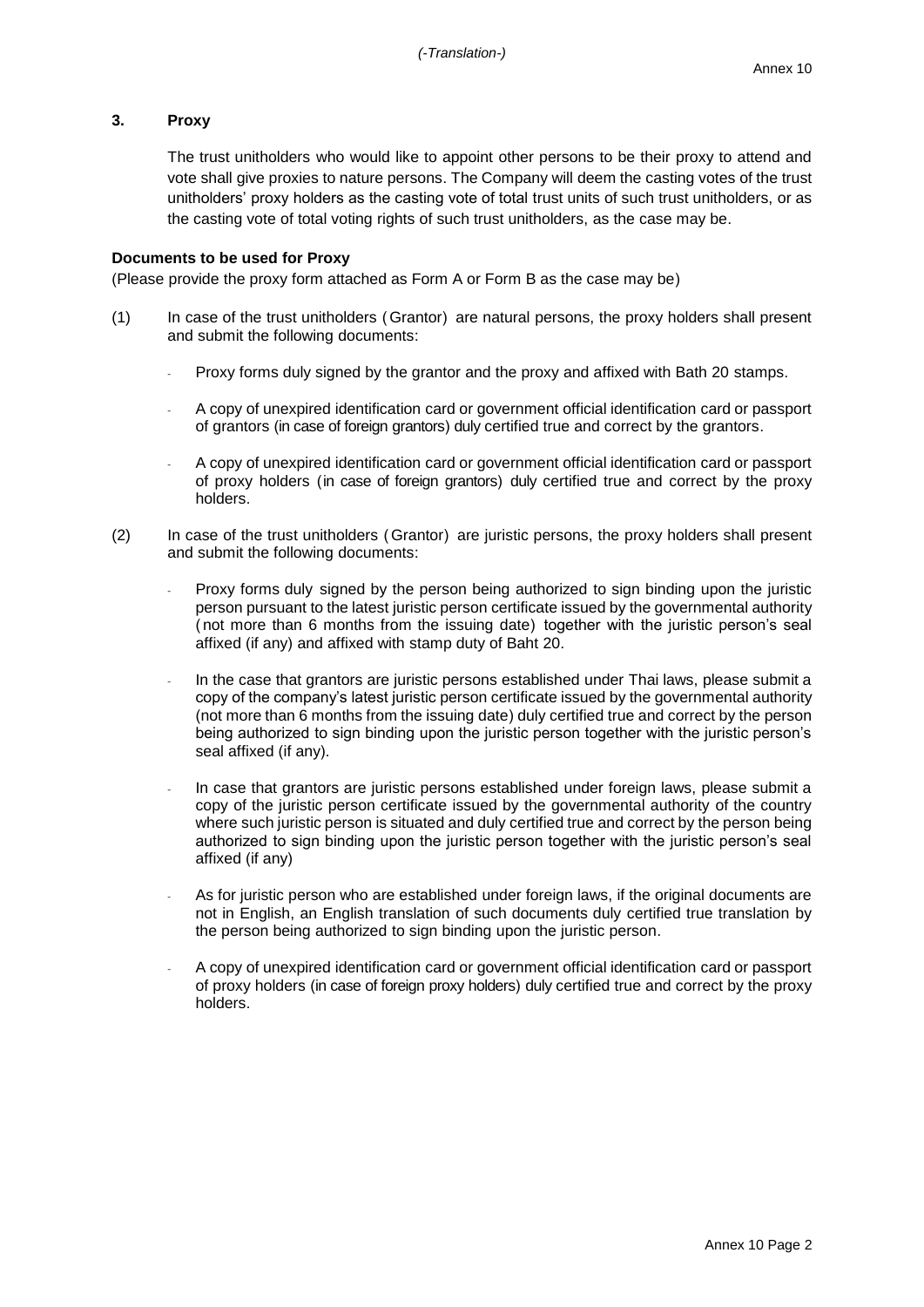## 3. Proxy

The trust unitholders who would like to appoint other persons to be their proxy to attend and vote shall give proxies to nature persons. The Company will deem the casting votes of the trust unitholders' proxy holders as the casting vote of total trust units of such trust unitholders, or as the casting vote of total voting rights of such trust unitholders, as the case may be.

**Documents to be used for Proxy**

(Please provide the proxy form attached as Form A or Form B as the case may be)

(1) In case of the trust unitholders (Grantor) are natural persons, the proxy holders shall present and submit the following documents:

- Proxy forms duly signed by the grantor and the proxy and affixed with Bath 20 stamps.
- A copy of unexpired identification card or government official identification card or passport of grantors (in case of foreign grantors) duly certified true and correct by the grantors.
- A copy of unexpired identification card or government official identification card or passport of proxy holders (in case of foreign grantors) duly certified true and correct by the proxy holders.

(2) In case of the trust unitholders (Grantor) are juristic persons, the proxy holders shall present and submit the following documents:

- Proxy forms duly signed by the person being authorized to sign binding upon the juristic person pursuant to the latest juristic person certificate issued by the governmental authority (not more than 6 months from the issuing date) together with the juristic person's seal affixed (if any) and affixed with stamp duty of Baht 20.
- In the case that grantors are juristic persons established under Thai laws, please submit a copy of the company's latest juristic person certificate issued by the governmental authority (not more than 6 months from the issuing date) duly certified true and correct by the person being authorized to sign binding upon the juristic person together with the juristic person's seal affixed (if any).
- In case that grantors are juristic persons established under foreign laws, please submit a copy of the juristic person certificate issued by the governmental authority of the country where such juristic person is situated and duly certified true and correct by the person being authorized to sign binding upon the juristic person together with the juristic person's seal affixed (if any)
- As for juristic person who are established under foreign laws, if the original documents are not in English, an English translation of such documents duly certified true translation by the person being authorized to sign binding upon the juristic person.
- A copy of unexpired identification card or government official identification card or passport of proxy holders (in case of foreign proxy holders) duly certified true and correct by the proxy holders.